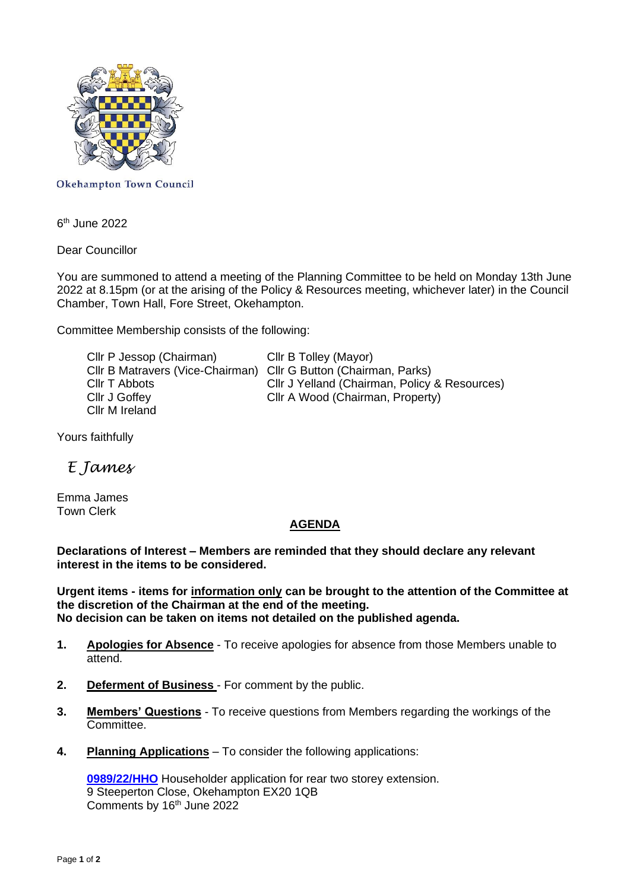Okehampton Town Council

6th June 2022

Dear Councillor

You are summoned to attend a meeting of the Planning Committee to be held on Monday 13th June 2022 at 8.15pm (or at the arising of the Policy & Resources meeting, whichever later) in the Council Chamber, Town Hall, Fore Street, Okehampton.

Committee Membership consists of the following:

Cllr P Jessop (Chairman)
Cllr B Matravers (Vice-Chairman)
Cllr T Abbots
Cllr J Goffey
Cllr M Ireland
Cllr B Tolley (Mayor)
Cllr G Button (Chairman, Parks)
Cllr J Yelland (Chairman, Policy & Resources)
Cllr A Wood (Chairman, Property)

Yours faithfully

*E James*

Emma James
Town Clerk

## AGENDA

**Declarations of Interest – Members are reminded that they should declare any relevant interest in the items to be considered.**

**Urgent items - items for information only can be brought to the attention of the Committee at the discretion of the Chairman at the end of the meeting.**
**No decision can be taken on items not detailed on the published agenda.**

1. **Apologies for Absence** - To receive apologies for absence from those Members unable to attend.

2. **Deferment of Business** - For comment by the public.

3. **Members' Questions** - To receive questions from Members regarding the workings of the Committee.

4. **Planning Applications** – To consider the following applications:

   **0989/22/HHO** Householder application for rear two storey extension.
   9 Steeperton Close, Okehampton EX20 1QB
   Comments by 16th June 2022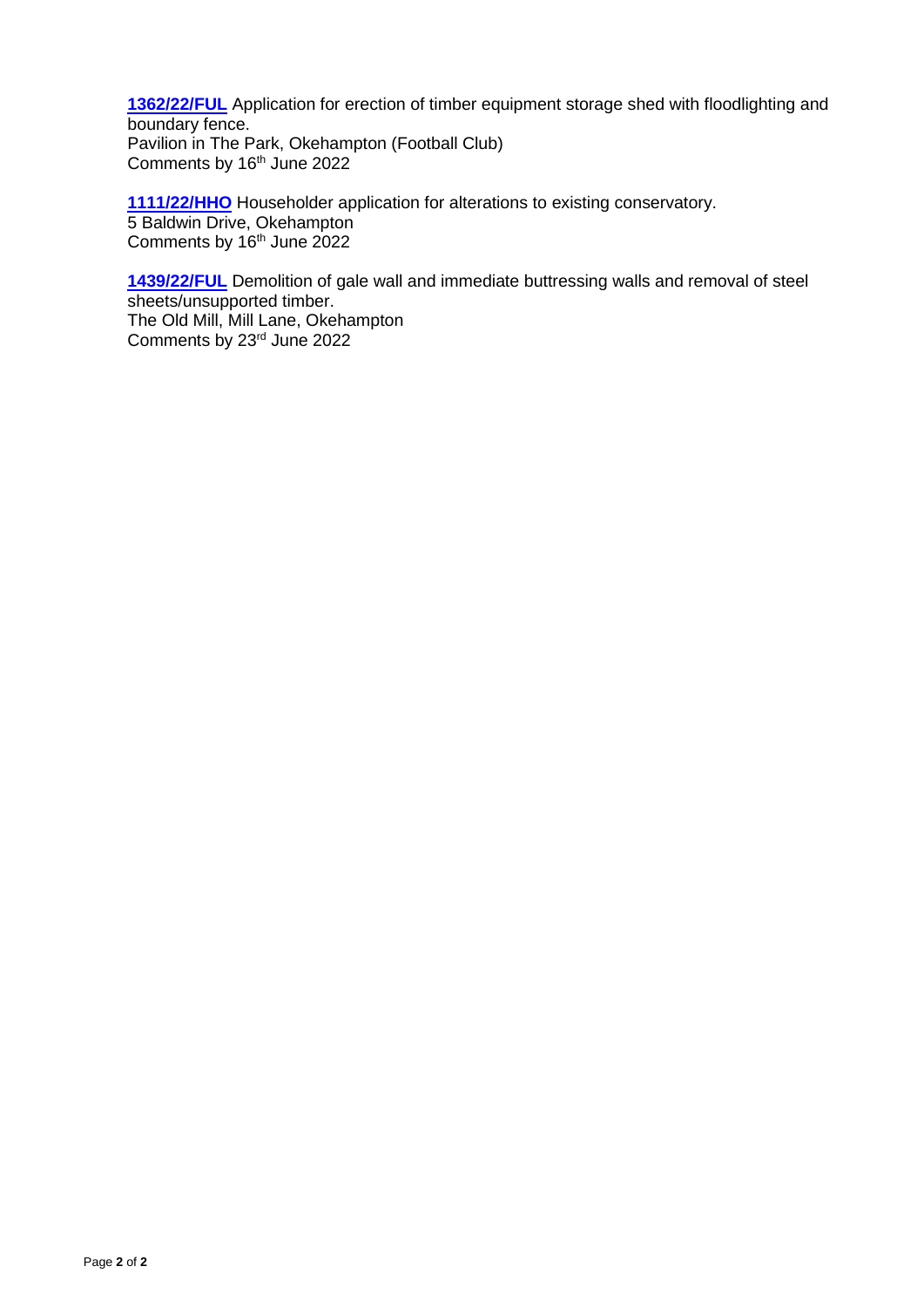**1362/22/FUL** Application for erection of timber equipment storage shed with floodlighting and boundary fence.
Pavilion in The Park, Okehampton (Football Club)
Comments by 16th June 2022

**1111/22/HHO** Householder application for alterations to existing conservatory.
5 Baldwin Drive, Okehampton
Comments by 16th June 2022

**1439/22/FUL** Demolition of gale wall and immediate buttressing walls and removal of steel sheets/unsupported timber.
The Old Mill, Mill Lane, Okehampton
Comments by 23rd June 2022